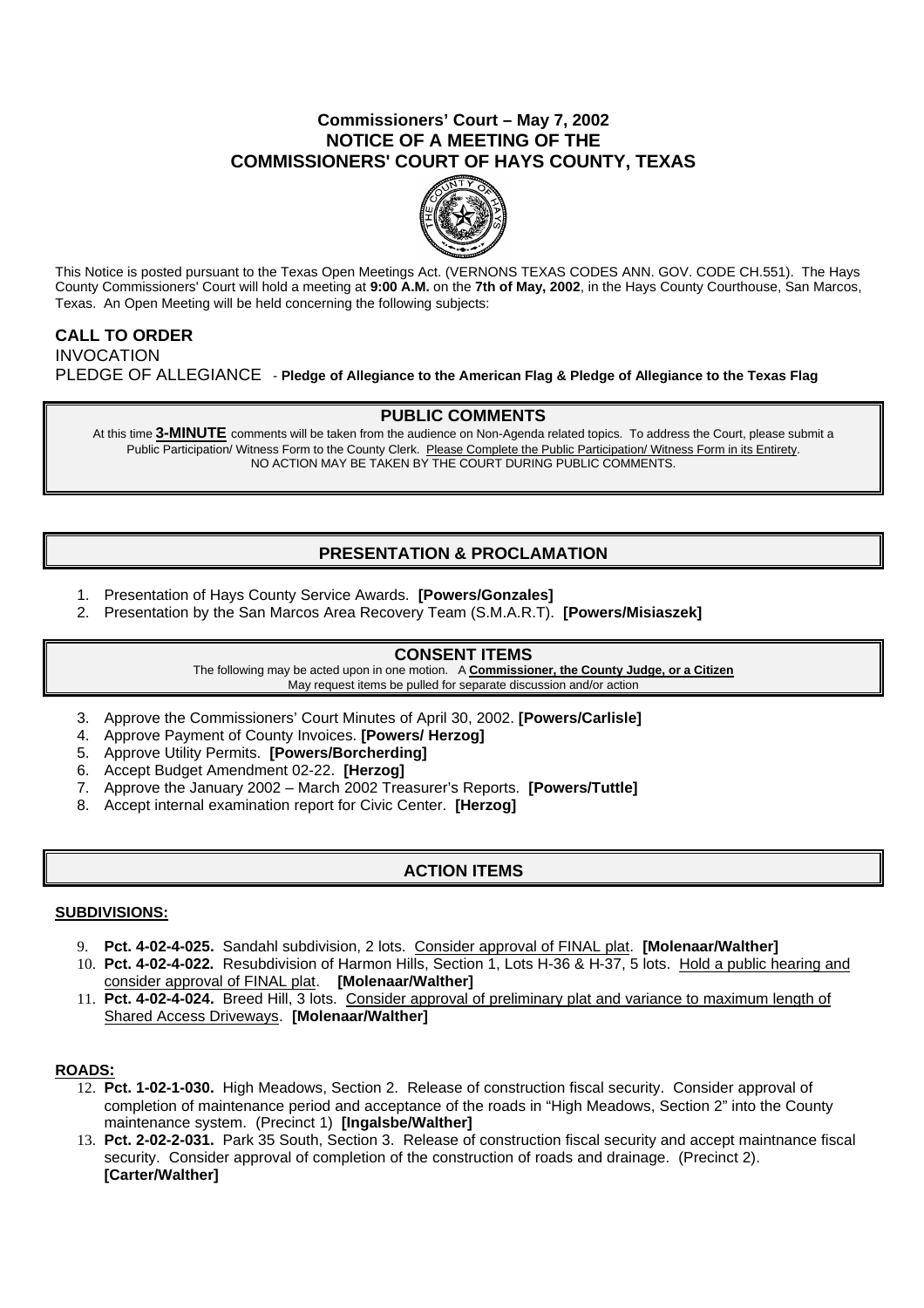# Commissioners' Court – May 7, 2002
# NOTICE OF A MEETING OF THE COMMISSIONERS' COURT OF HAYS COUNTY, TEXAS

This Notice is posted pursuant to the Texas Open Meetings Act. (VERNONS TEXAS CODES ANN. GOV. CODE CH.551). The Hays County Commissioners' Court will hold a meeting at **9:00 A.M.** on the **7th of May, 2002**, in the Hays County Courthouse, San Marcos, Texas. An Open Meeting will be held concerning the following subjects:

**CALL TO ORDER**

INVOCATION

PLEDGE OF ALLEGIANCE - **Pledge of Allegiance to the American Flag & Pledge of Allegiance to the Texas Flag**

## PUBLIC COMMENTS

At this time **3-MINUTE** comments will be taken from the audience on Non-Agenda related topics. To address the Court, please submit a Public Participation/ Witness Form to the County Clerk. Please Complete the Public Participation/ Witness Form in its Entirety. NO ACTION MAY BE TAKEN BY THE COURT DURING PUBLIC COMMENTS.

## PRESENTATION & PROCLAMATION

1. Presentation of Hays County Service Awards. **[Powers/Gonzales]**
2. Presentation by the San Marcos Area Recovery Team (S.M.A.R.T). **[Powers/Misiaszek]**

## CONSENT ITEMS

The following may be acted upon in one motion. A **Commissioner, the County Judge, or a Citizen** May request items be pulled for separate discussion and/or action

3. Approve the Commissioners' Court Minutes of April 30, 2002. **[Powers/Carlisle]**
4. Approve Payment of County Invoices. **[Powers/ Herzog]**
5. Approve Utility Permits. **[Powers/Borcherding]**
6. Accept Budget Amendment 02-22. **[Herzog]**
7. Approve the January 2002 – March 2002 Treasurer's Reports. **[Powers/Tuttle]**
8. Accept internal examination report for Civic Center. **[Herzog]**

## ACTION ITEMS

**SUBDIVISIONS:**

9. **Pct. 4-02-4-025.** Sandahl subdivision, 2 lots. Consider approval of FINAL plat. **[Molenaar/Walther]**
10. **Pct. 4-02-4-022.** Resubdivision of Harmon Hills, Section 1, Lots H-36 & H-37, 5 lots. Hold a public hearing and consider approval of FINAL plat. **[Molenaar/Walther]**
11. **Pct. 4-02-4-024.** Breed Hill, 3 lots. Consider approval of preliminary plat and variance to maximum length of Shared Access Driveways. **[Molenaar/Walther]**

**ROADS:**

12. **Pct. 1-02-1-030.** High Meadows, Section 2. Release of construction fiscal security. Consider approval of completion of maintenance period and acceptance of the roads in "High Meadows, Section 2" into the County maintenance system. (Precinct 1) **[Ingalsbe/Walther]**
13. **Pct. 2-02-2-031.** Park 35 South, Section 3. Release of construction fiscal security and accept maintnance fiscal security. Consider approval of completion of the construction of roads and drainage. (Precinct 2). **[Carter/Walther]**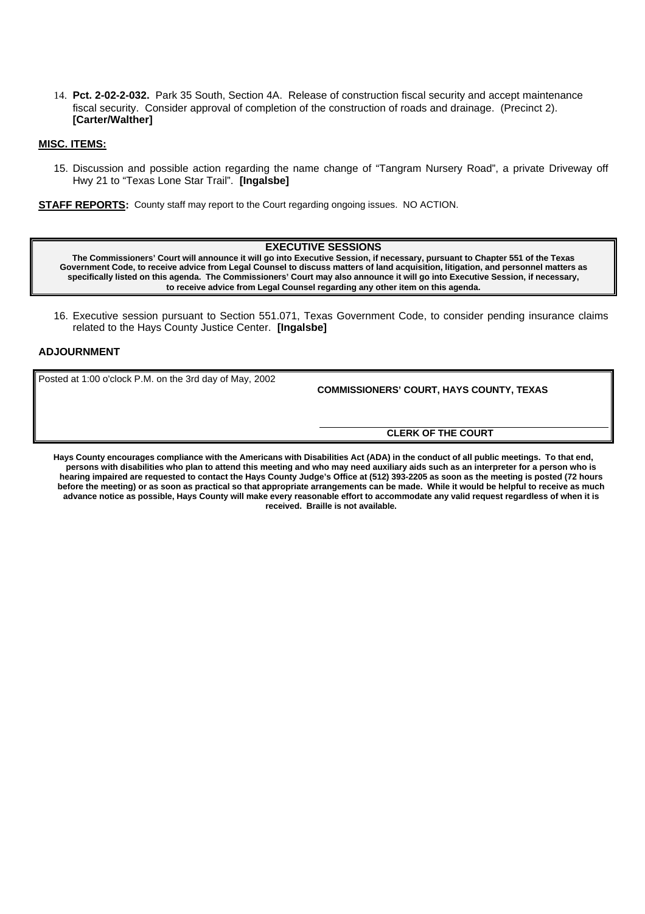14. **Pct. 2-02-2-032.** Park 35 South, Section 4A. Release of construction fiscal security and accept maintenance fiscal security. Consider approval of completion of the construction of roads and drainage. (Precinct 2). **[Carter/Walther]**

**MISC. ITEMS:**

15. Discussion and possible action regarding the name change of "Tangram Nursery Road", a private Driveway off Hwy 21 to "Texas Lone Star Trail". **[Ingalsbe]**

**STAFF REPORTS:** County staff may report to the Court regarding ongoing issues. NO ACTION.

**EXECUTIVE SESSIONS**

**The Commissioners' Court will announce it will go into Executive Session, if necessary, pursuant to Chapter 551 of the Texas Government Code, to receive advice from Legal Counsel to discuss matters of land acquisition, litigation, and personnel matters as specifically listed on this agenda. The Commissioners' Court may also announce it will go into Executive Session, if necessary, to receive advice from Legal Counsel regarding any other item on this agenda.**

16. Executive session pursuant to Section 551.071, Texas Government Code, to consider pending insurance claims related to the Hays County Justice Center. **[Ingalsbe]**

**ADJOURNMENT**

Posted at 1:00 o'clock P.M. on the 3rd day of May, 2002

**COMMISSIONERS' COURT, HAYS COUNTY, TEXAS**

**CLERK OF THE COURT**

**Hays County encourages compliance with the Americans with Disabilities Act (ADA) in the conduct of all public meetings. To that end, persons with disabilities who plan to attend this meeting and who may need auxiliary aids such as an interpreter for a person who is hearing impaired are requested to contact the Hays County Judge's Office at (512) 393-2205 as soon as the meeting is posted (72 hours before the meeting) or as soon as practical so that appropriate arrangements can be made. While it would be helpful to receive as much advance notice as possible, Hays County will make every reasonable effort to accommodate any valid request regardless of when it is received. Braille is not available.**